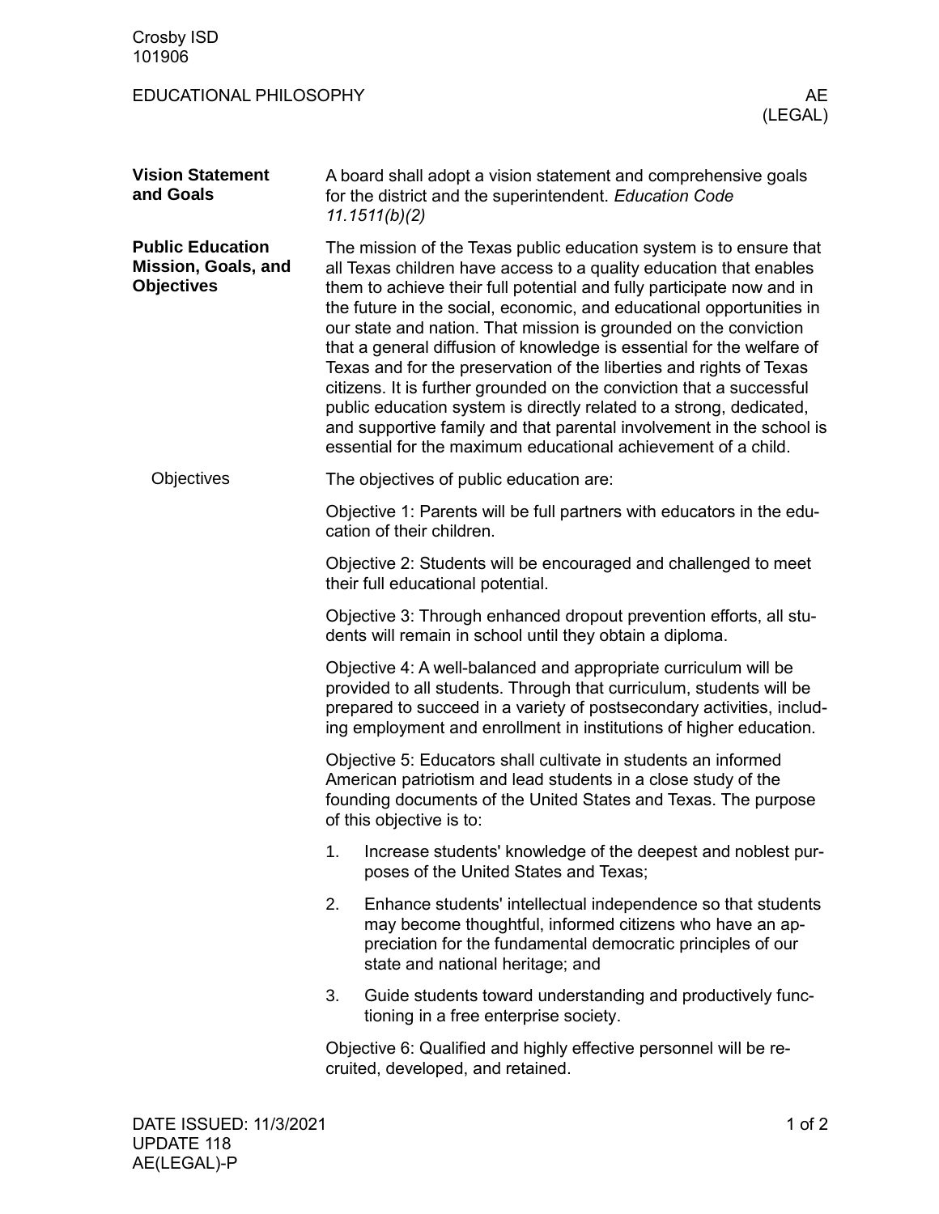# EDUCATIONAL PHILOSOPHY

AE (LEGAL)

## Vision Statement and Goals

A board shall adopt a vision statement and comprehensive goals for the district and the superintendent. *Education Code 11.1511(b)(2)*

## Public Education Mission, Goals, and Objectives

The mission of the Texas public education system is to ensure that all Texas children have access to a quality education that enables them to achieve their full potential and fully participate now and in the future in the social, economic, and educational opportunities in our state and nation. That mission is grounded on the conviction that a general diffusion of knowledge is essential for the welfare of Texas and for the preservation of the liberties and rights of Texas citizens. It is further grounded on the conviction that a successful public education system is directly related to a strong, dedicated, and supportive family and that parental involvement in the school is essential for the maximum educational achievement of a child.

### Objectives

The objectives of public education are:

Objective 1: Parents will be full partners with educators in the education of their children.

Objective 2: Students will be encouraged and challenged to meet their full educational potential.

Objective 3: Through enhanced dropout prevention efforts, all students will remain in school until they obtain a diploma.

Objective 4: A well-balanced and appropriate curriculum will be provided to all students. Through that curriculum, students will be prepared to succeed in a variety of postsecondary activities, including employment and enrollment in institutions of higher education.

Objective 5: Educators shall cultivate in students an informed American patriotism and lead students in a close study of the founding documents of the United States and Texas. The purpose of this objective is to:

1. Increase students' knowledge of the deepest and noblest purposes of the United States and Texas;
2. Enhance students' intellectual independence so that students may become thoughtful, informed citizens who have an appreciation for the fundamental democratic principles of our state and national heritage; and
3. Guide students toward understanding and productively functioning in a free enterprise society.

Objective 6: Qualified and highly effective personnel will be recruited, developed, and retained.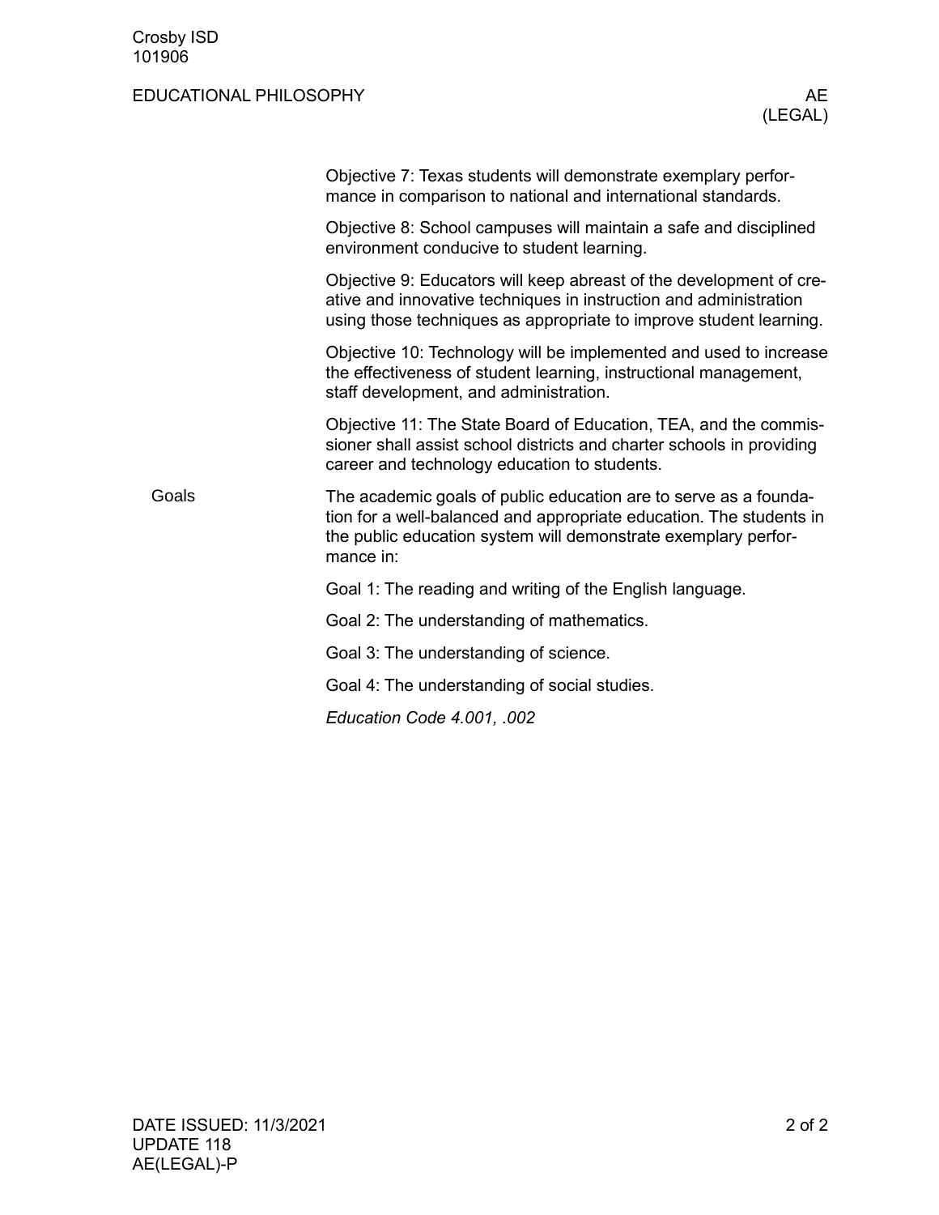Objective 7: Texas students will demonstrate exemplary performance in comparison to national and international standards.

Objective 8: School campuses will maintain a safe and disciplined environment conducive to student learning.

Objective 9: Educators will keep abreast of the development of creative and innovative techniques in instruction and administration using those techniques as appropriate to improve student learning.

Objective 10: Technology will be implemented and used to increase the effectiveness of student learning, instructional management, staff development, and administration.

Objective 11: The State Board of Education, TEA, and the commissioner shall assist school districts and charter schools in providing career and technology education to students.

## Goals

The academic goals of public education are to serve as a foundation for a well-balanced and appropriate education. The students in the public education system will demonstrate exemplary performance in:

Goal 1: The reading and writing of the English language.

Goal 2: The understanding of mathematics.

Goal 3: The understanding of science.

Goal 4: The understanding of social studies.

*Education Code 4.001, .002*